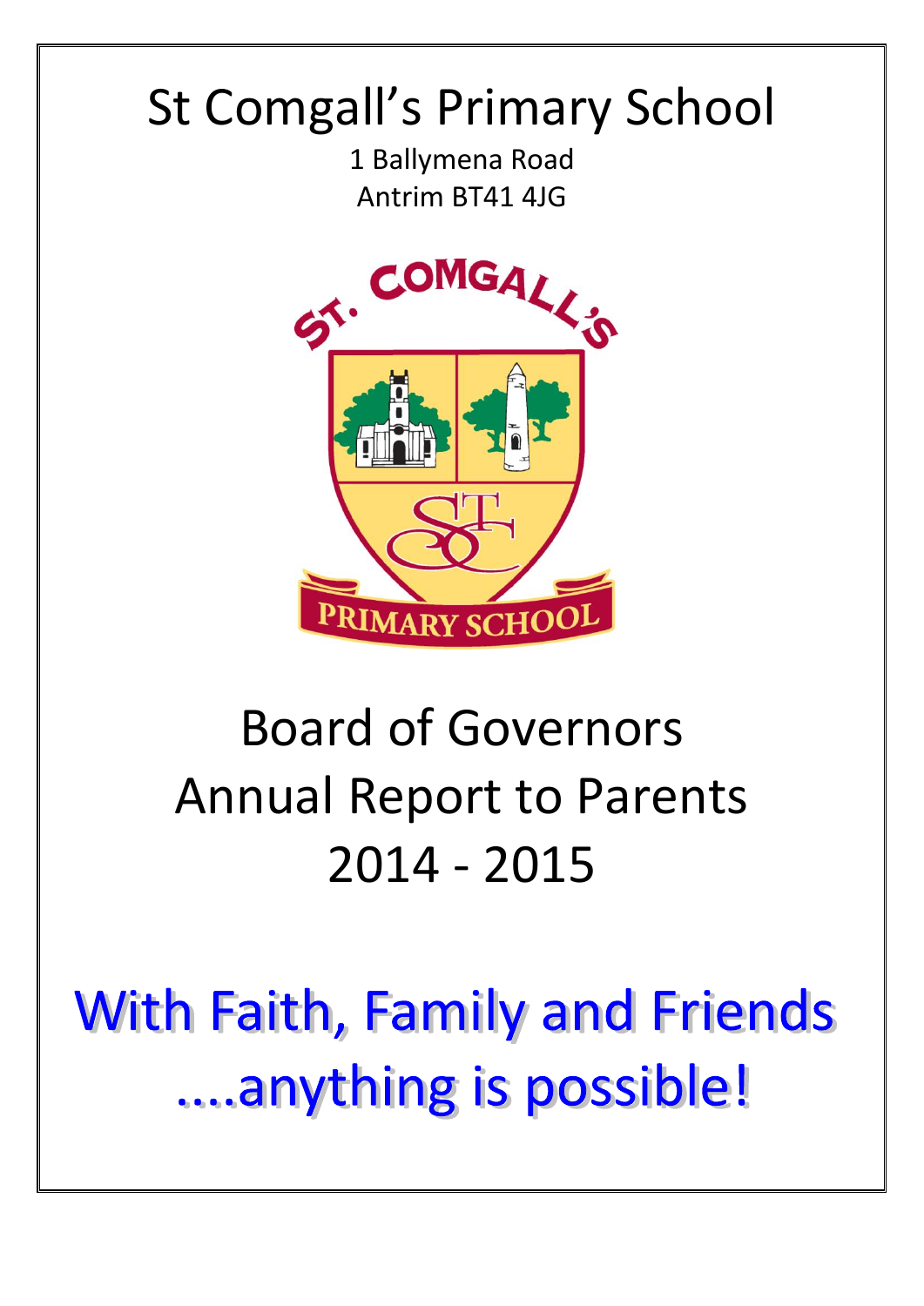# St Comgall's Primary School

1 Ballymena Road
Antrim BT41 4JG

# Board of Governors Annual Report to Parents 2014 - 2015

**With Faith, Family and Friends ....anything is possible!**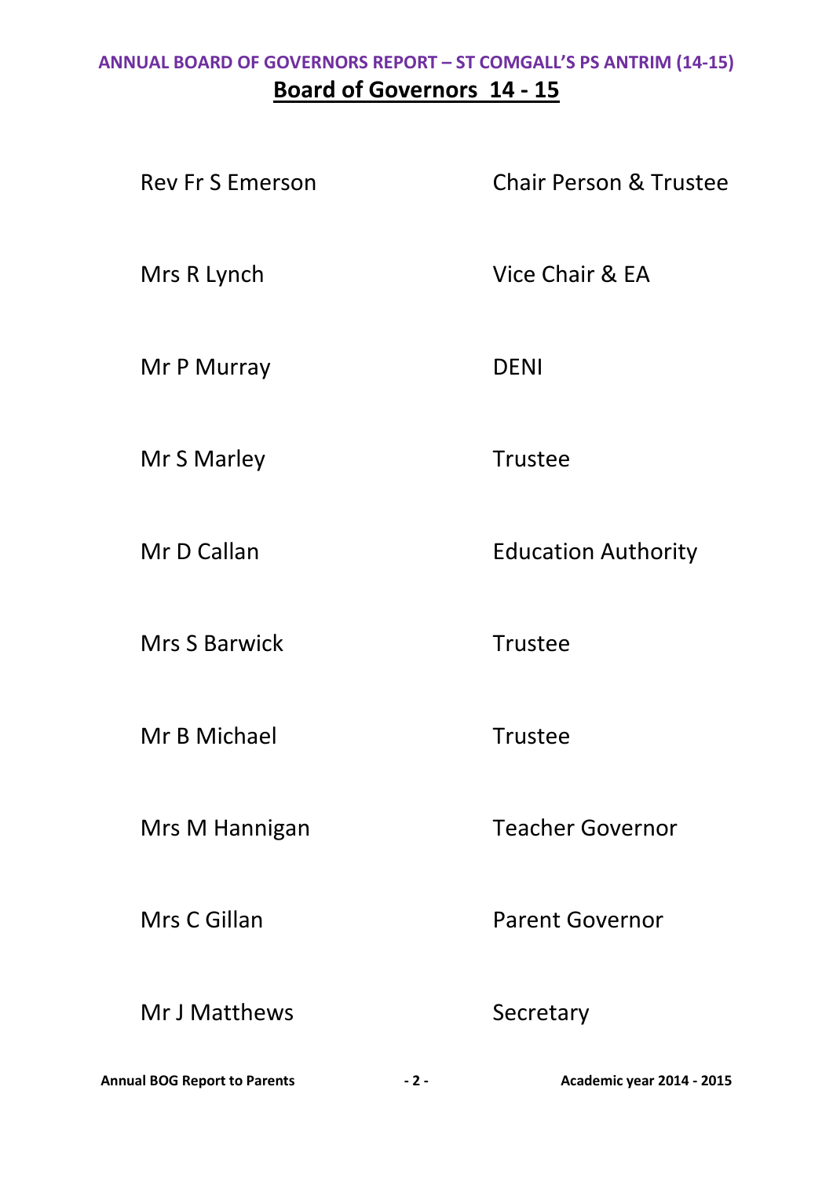## Board of Governors 14 - 15

| | |
|---|---|
| Rev Fr S Emerson | Chair Person & Trustee |
| Mrs R Lynch | Vice Chair & EA |
| Mr P Murray | DENI |
| Mr S Marley | Trustee |
| Mr D Callan | Education Authority |
| Mrs S Barwick | Trustee |
| Mr B Michael | Trustee |
| Mrs M Hannigan | Teacher Governor |
| Mrs C Gillan | Parent Governor |
| Mr J Matthews | Secretary |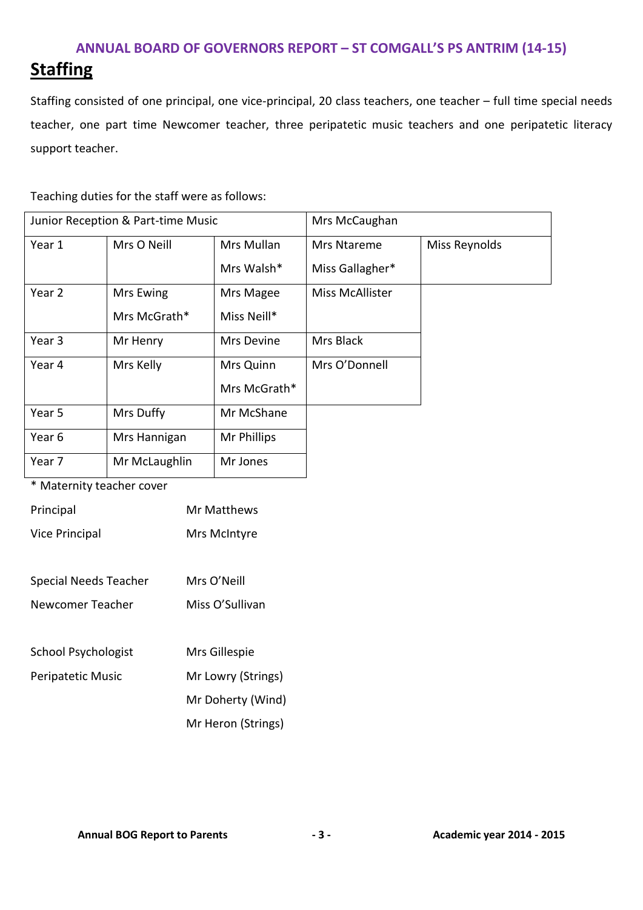## ANNUAL BOARD OF GOVERNORS REPORT – ST COMGALL'S PS ANTRIM (14-15)

# Staffing

Staffing consisted of one principal, one vice-principal, 20 class teachers, one teacher – full time special needs teacher, one part time Newcomer teacher, three peripatetic music teachers and one peripatetic literacy support teacher.

Teaching duties for the staff were as follows:

| Junior Reception & Part-time Music | | | Mrs McCaughan | |
|---|---|---|---|---|
| Year 1 | Mrs O Neill | Mrs Mullan<br>Mrs Walsh* | Mrs Ntareme<br>Miss Gallagher* | Miss Reynolds |
| Year 2 | Mrs Ewing<br>Mrs McGrath* | Mrs Magee<br>Miss Neill* | Miss McAllister | |
| Year 3 | Mr Henry | Mrs Devine | Mrs Black | |
| Year 4 | Mrs Kelly | Mrs Quinn<br>Mrs McGrath* | Mrs O'Donnell | |
| Year 5 | Mrs Duffy | Mr McShane | | |
| Year 6 | Mrs Hannigan | Mr Phillips | | |
| Year 7 | Mr McLaughlin | Mr Jones | | |

* Maternity teacher cover

| | |
|---|---|
| Principal | Mr Matthews |
| Vice Principal | Mrs McIntyre |
| | |
| Special Needs Teacher | Mrs O'Neill |
| Newcomer Teacher | Miss O'Sullivan |
| | |
| School Psychologist | Mrs Gillespie |
| Peripatetic Music | Mr Lowry (Strings) |
| | Mr Doherty (Wind) |
| | Mr Heron (Strings) |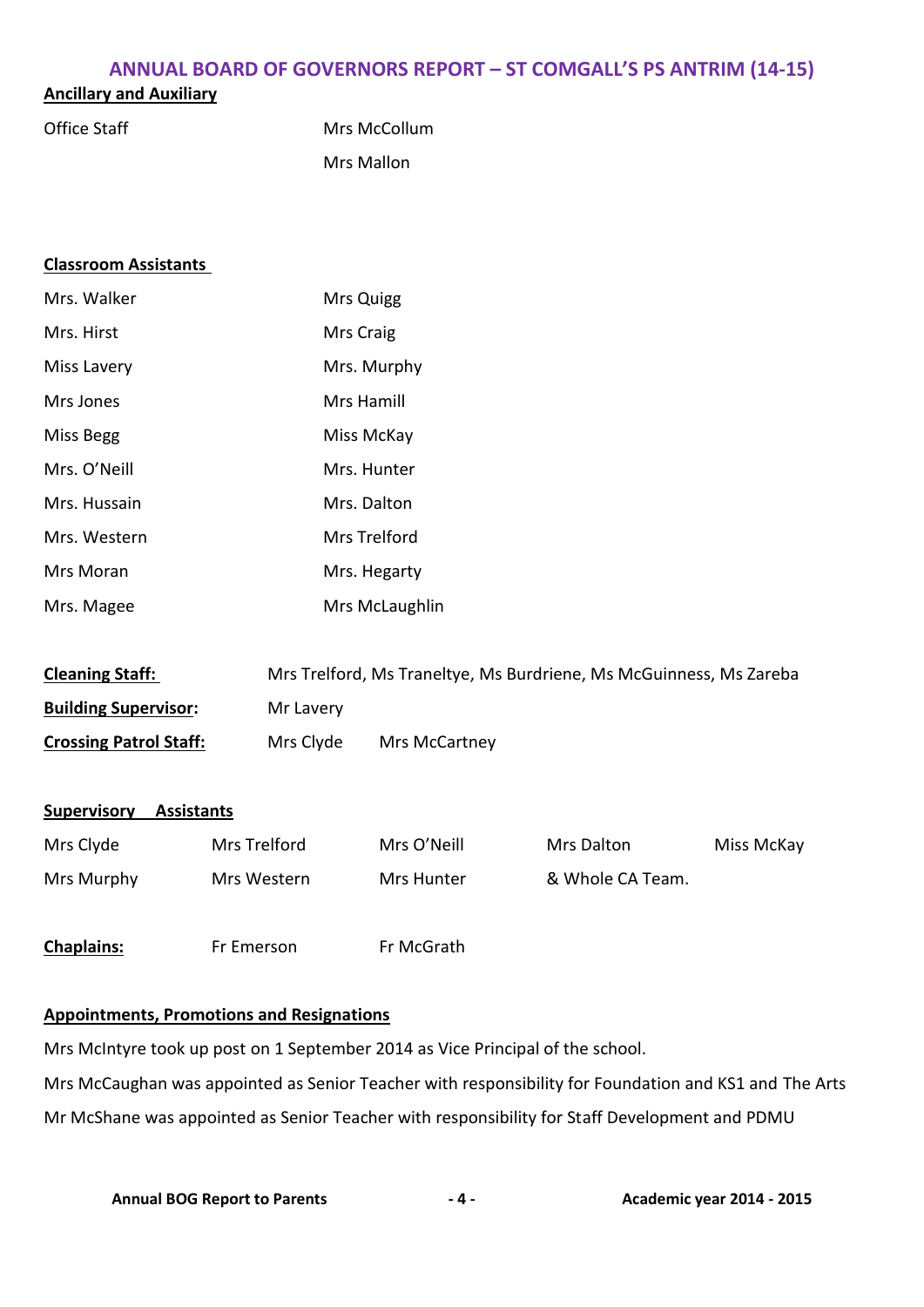# ANNUAL BOARD OF GOVERNORS REPORT – ST COMGALL'S PS ANTRIM (14-15)

## Ancillary and Auxiliary

| | |
|---|---|
| Office Staff | Mrs McCollum |
| | Mrs Mallon |

## Classroom Assistants

| | |
|---|---|
| Mrs. Walker | Mrs Quigg |
| Mrs. Hirst | Mrs Craig |
| Miss Lavery | Mrs. Murphy |
| Mrs Jones | Mrs Hamill |
| Miss Begg | Miss McKay |
| Mrs. O'Neill | Mrs. Hunter |
| Mrs. Hussain | Mrs. Dalton |
| Mrs. Western | Mrs Trelford |
| Mrs Moran | Mrs. Hegarty |
| Mrs. Magee | Mrs McLaughlin |

**Cleaning Staff:** Mrs Trelford, Ms Traneltye, Ms Burdriene, Ms McGuinness, Ms Zareba

**Building Supervisor:** Mr Lavery

**Crossing Patrol Staff:** Mrs Clyde Mrs McCartney

## Supervisory Assistants

| | | | | |
|---|---|---|---|---|
| Mrs Clyde | Mrs Trelford | Mrs O'Neill | Mrs Dalton | Miss McKay |
| Mrs Murphy | Mrs Western | Mrs Hunter | & Whole CA Team. | |

**Chaplains:** Fr Emerson Fr McGrath

## Appointments, Promotions and Resignations

Mrs McIntyre took up post on 1 September 2014 as Vice Principal of the school.

Mrs McCaughan was appointed as Senior Teacher with responsibility for Foundation and KS1 and The Arts

Mr McShane was appointed as Senior Teacher with responsibility for Staff Development and PDMU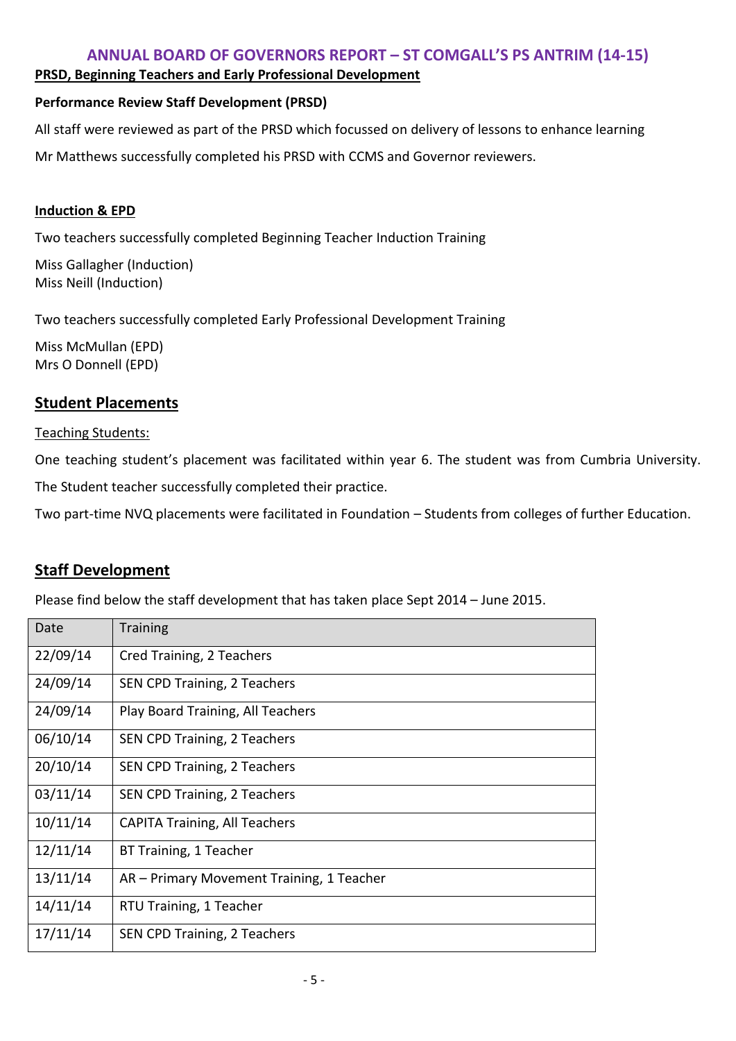# ANNUAL BOARD OF GOVERNORS REPORT – ST COMGALL'S PS ANTRIM (14-15)

**PRSD, Beginning Teachers and Early Professional Development**

**Performance Review Staff Development (PRSD)**

All staff were reviewed as part of the PRSD which focussed on delivery of lessons to enhance learning

Mr Matthews successfully completed his PRSD with CCMS and Governor reviewers.

**Induction & EPD**

Two teachers successfully completed Beginning Teacher Induction Training

Miss Gallagher (Induction)
Miss Neill (Induction)

Two teachers successfully completed Early Professional Development Training

Miss McMullan (EPD)
Mrs O Donnell (EPD)

## Student Placements

Teaching Students:

One teaching student's placement was facilitated within year 6. The student was from Cumbria University.

The Student teacher successfully completed their practice.

Two part-time NVQ placements were facilitated in Foundation – Students from colleges of further Education.

## Staff Development

Please find below the staff development that has taken place Sept 2014 – June 2015.

| Date | Training |
|---|---|
| 22/09/14 | Cred Training, 2 Teachers |
| 24/09/14 | SEN CPD Training, 2 Teachers |
| 24/09/14 | Play Board Training, All Teachers |
| 06/10/14 | SEN CPD Training, 2 Teachers |
| 20/10/14 | SEN CPD Training, 2 Teachers |
| 03/11/14 | SEN CPD Training, 2 Teachers |
| 10/11/14 | CAPITA Training, All Teachers |
| 12/11/14 | BT Training, 1 Teacher |
| 13/11/14 | AR – Primary Movement Training, 1 Teacher |
| 14/11/14 | RTU Training, 1 Teacher |
| 17/11/14 | SEN CPD Training, 2 Teachers |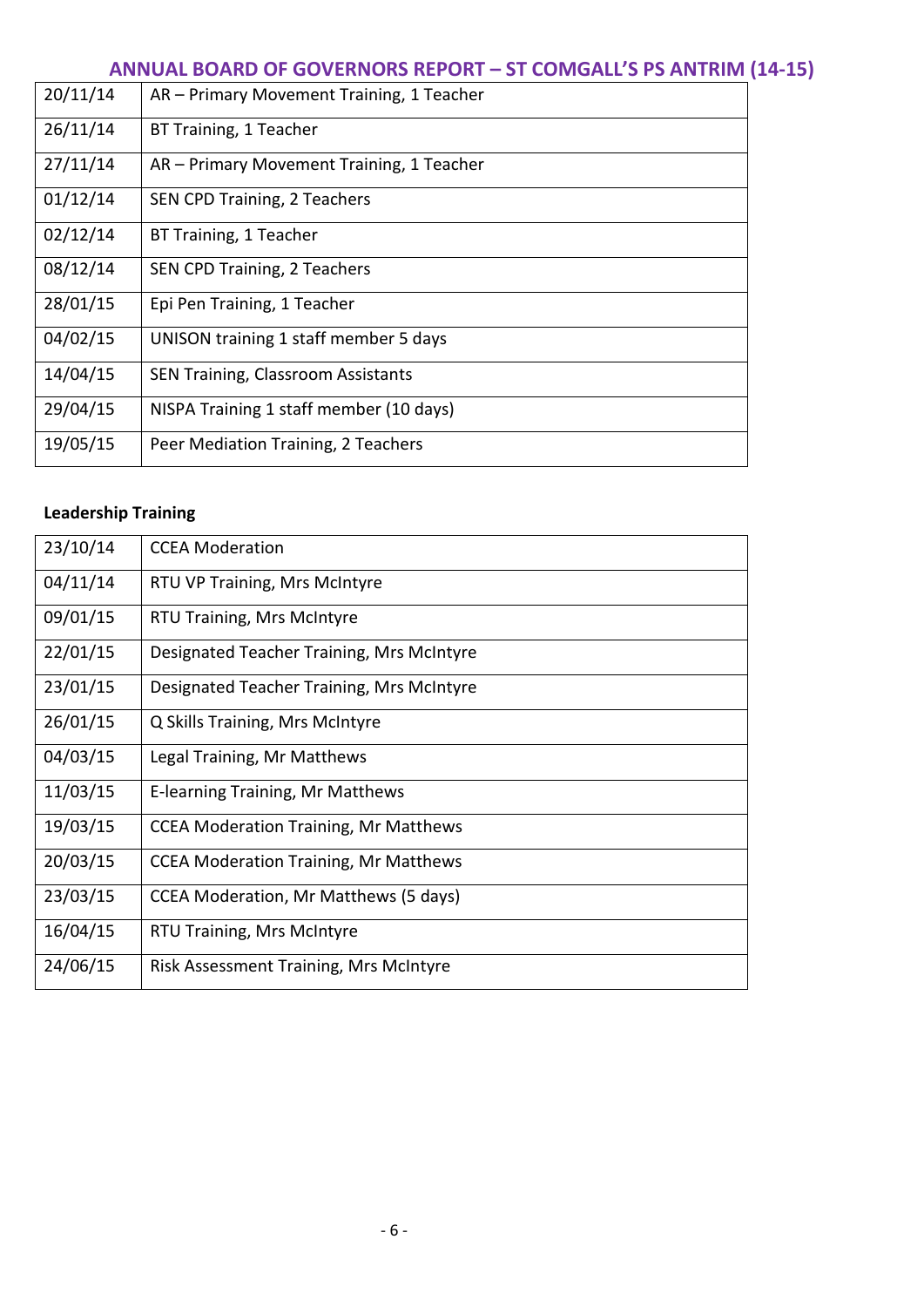| | |
|---|---|
| 20/11/14 | AR – Primary Movement Training, 1 Teacher |
| 26/11/14 | BT Training, 1 Teacher |
| 27/11/14 | AR – Primary Movement Training, 1 Teacher |
| 01/12/14 | SEN CPD Training, 2 Teachers |
| 02/12/14 | BT Training, 1 Teacher |
| 08/12/14 | SEN CPD Training, 2 Teachers |
| 28/01/15 | Epi Pen Training, 1 Teacher |
| 04/02/15 | UNISON training 1 staff member 5 days |
| 14/04/15 | SEN Training, Classroom Assistants |
| 29/04/15 | NISPA Training 1 staff member (10 days) |
| 19/05/15 | Peer Mediation Training, 2 Teachers |

**Leadership Training**

| | |
|---|---|
| 23/10/14 | CCEA Moderation |
| 04/11/14 | RTU VP Training, Mrs McIntyre |
| 09/01/15 | RTU Training, Mrs McIntyre |
| 22/01/15 | Designated Teacher Training, Mrs McIntyre |
| 23/01/15 | Designated Teacher Training, Mrs McIntyre |
| 26/01/15 | Q Skills Training, Mrs McIntyre |
| 04/03/15 | Legal Training, Mr Matthews |
| 11/03/15 | E-learning Training, Mr Matthews |
| 19/03/15 | CCEA Moderation Training, Mr Matthews |
| 20/03/15 | CCEA Moderation Training, Mr Matthews |
| 23/03/15 | CCEA Moderation, Mr Matthews (5 days) |
| 16/04/15 | RTU Training, Mrs McIntyre |
| 24/06/15 | Risk Assessment Training, Mrs McIntyre |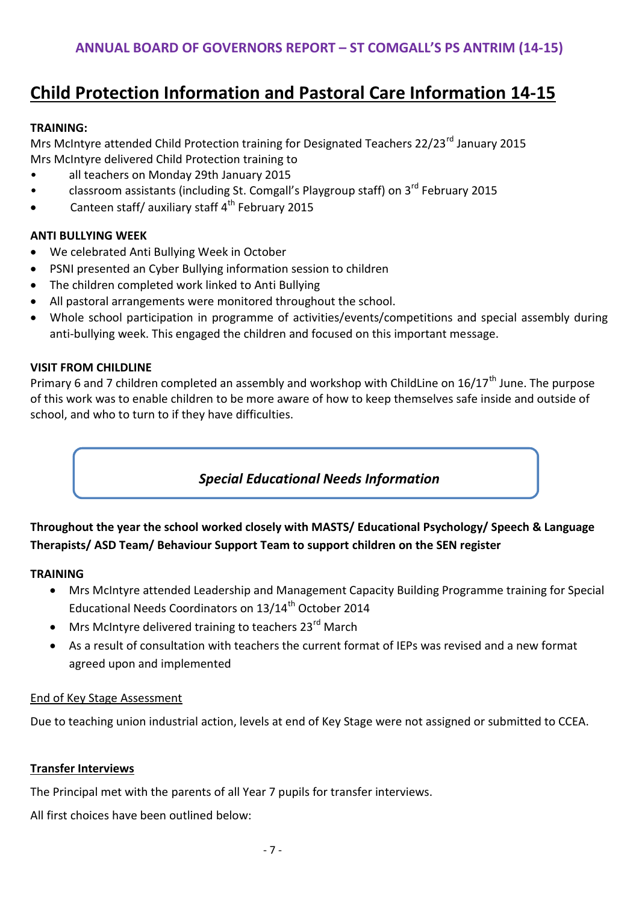# Child Protection Information and Pastoral Care Information 14-15

**TRAINING:**

Mrs McIntyre attended Child Protection training for Designated Teachers 22/23rd January 2015

Mrs McIntyre delivered Child Protection training to

- all teachers on Monday 29th January 2015
- classroom assistants (including St. Comgall's Playgroup staff) on 3rd February 2015
- Canteen staff/ auxiliary staff 4th February 2015

**ANTI BULLYING WEEK**

- We celebrated Anti Bullying Week in October
- PSNI presented an Cyber Bullying information session to children
- The children completed work linked to Anti Bullying
- All pastoral arrangements were monitored throughout the school.
- Whole school participation in programme of activities/events/competitions and special assembly during anti-bullying week. This engaged the children and focused on this important message.

**VISIT FROM CHILDLINE**

Primary 6 and 7 children completed an assembly and workshop with ChildLine on 16/17th June. The purpose of this work was to enable children to be more aware of how to keep themselves safe inside and outside of school, and who to turn to if they have difficulties.

## *Special Educational Needs Information*

**Throughout the year the school worked closely with MASTS/ Educational Psychology/ Speech & Language Therapists/ ASD Team/ Behaviour Support Team to support children on the SEN register**

**TRAINING**

- Mrs McIntyre attended Leadership and Management Capacity Building Programme training for Special Educational Needs Coordinators on 13/14th October 2014
- Mrs McIntyre delivered training to teachers 23rd March
- As a result of consultation with teachers the current format of IEPs was revised and a new format agreed upon and implemented

End of Key Stage Assessment

Due to teaching union industrial action, levels at end of Key Stage were not assigned or submitted to CCEA.

**Transfer Interviews**

The Principal met with the parents of all Year 7 pupils for transfer interviews.

All first choices have been outlined below: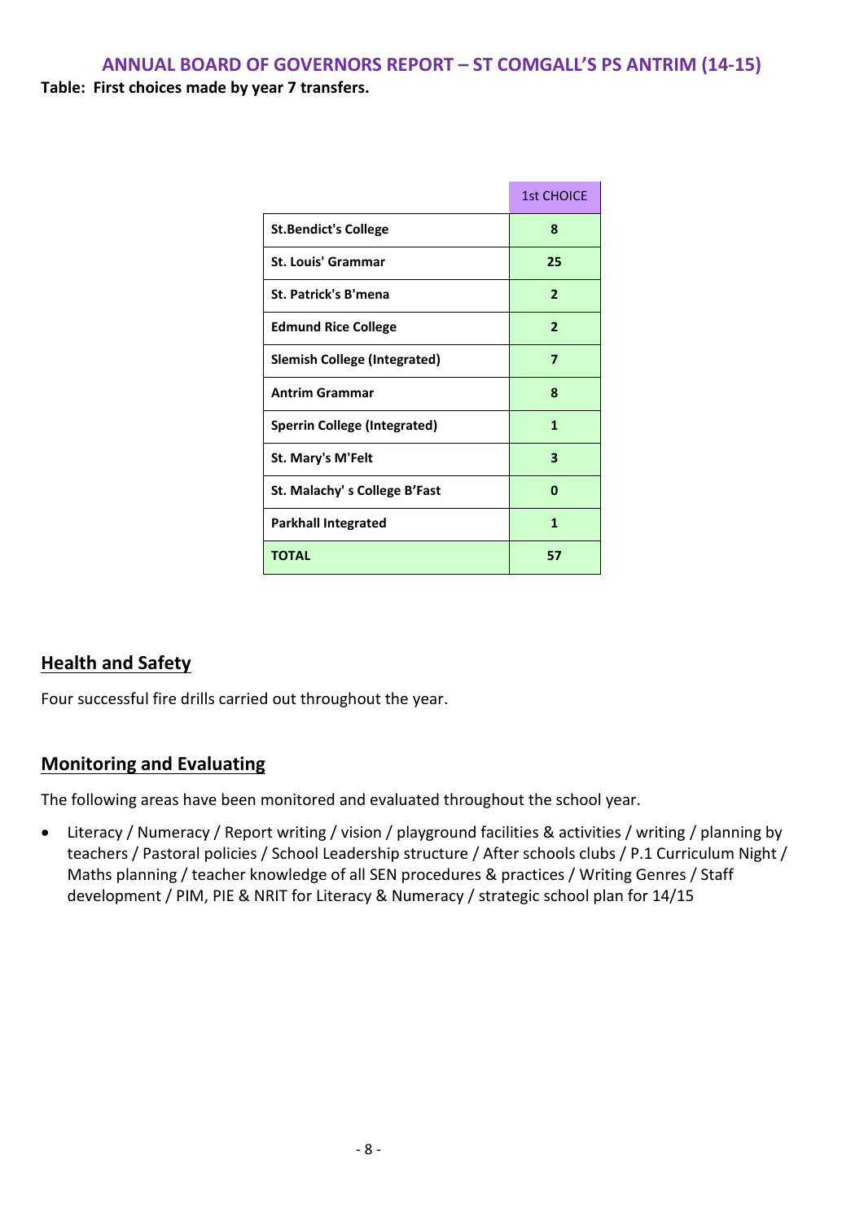Table: First choices made by year 7 transfers.

| | 1st CHOICE |
|---|---|
| **St.Bendict's College** | **8** |
| **St. Louis' Grammar** | **25** |
| **St. Patrick's B'mena** | **2** |
| **Edmund Rice College** | **2** |
| **Slemish College (Integrated)** | **7** |
| **Antrim Grammar** | **8** |
| **Sperrin College (Integrated)** | **1** |
| **St. Mary's M'Felt** | **3** |
| **St. Malachy' s College B'Fast** | **0** |
| **Parkhall Integrated** | **1** |
| **TOTAL** | **57** |

## Health and Safety

Four successful fire drills carried out throughout the year.

## Monitoring and Evaluating

The following areas have been monitored and evaluated throughout the school year.

- Literacy / Numeracy / Report writing / vision / playground facilities & activities / writing / planning by teachers / Pastoral policies / School Leadership structure / After schools clubs / P.1 Curriculum Night / Maths planning / teacher knowledge of all SEN procedures & practices / Writing Genres / Staff development / PIM, PIE & NRIT for Literacy & Numeracy / strategic school plan for 14/15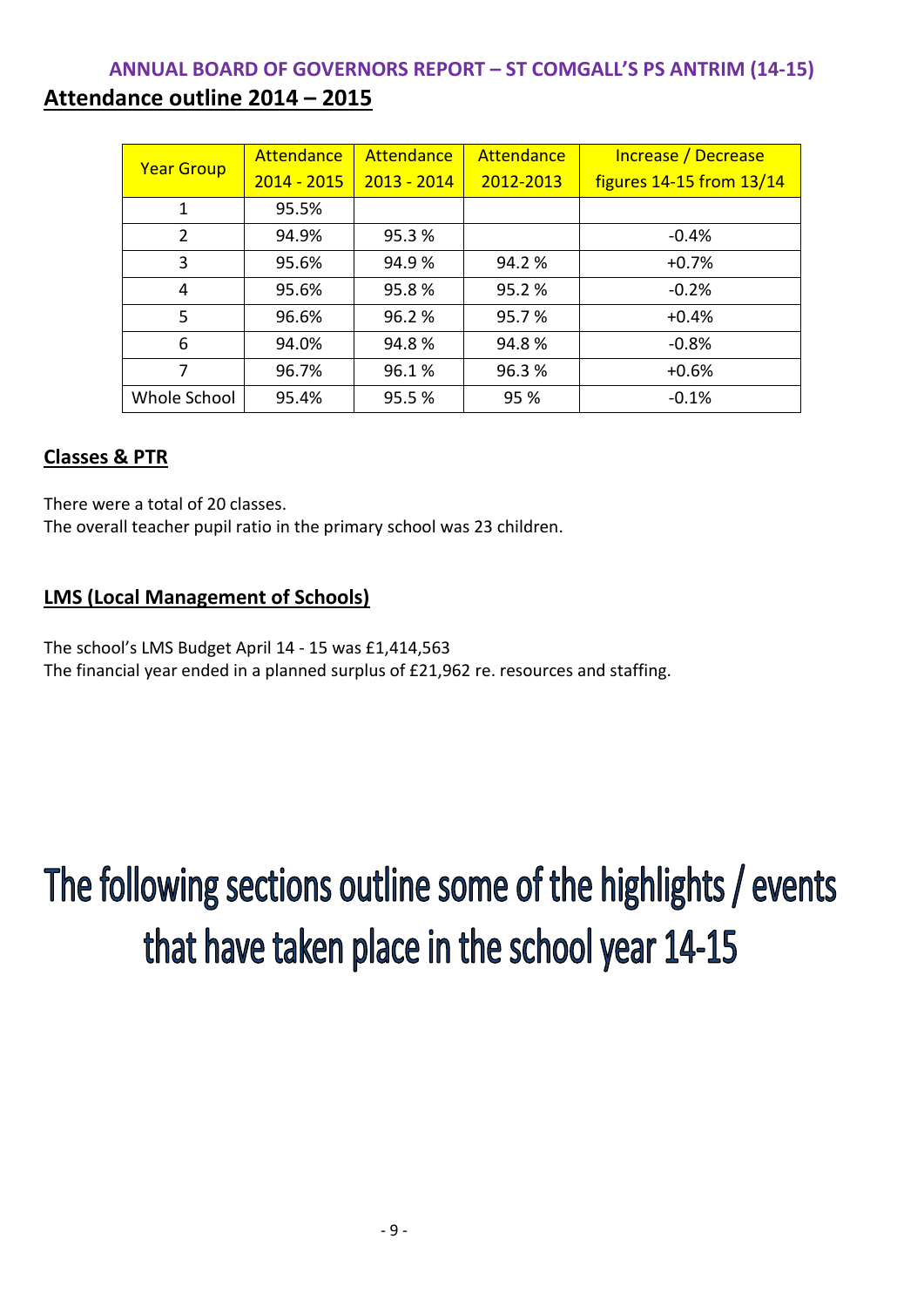# ANNUAL BOARD OF GOVERNORS REPORT – ST COMGALL'S PS ANTRIM (14-15)

## Attendance outline 2014 – 2015

| Year Group | Attendance 2014 - 2015 | Attendance 2013 - 2014 | Attendance 2012-2013 | Increase / Decrease figures 14-15 from 13/14 |
|---|---|---|---|---|
| 1 | 95.5% | | | |
| 2 | 94.9% | 95.3 % | | -0.4% |
| 3 | 95.6% | 94.9 % | 94.2 % | +0.7% |
| 4 | 95.6% | 95.8 % | 95.2 % | -0.2% |
| 5 | 96.6% | 96.2 % | 95.7 % | +0.4% |
| 6 | 94.0% | 94.8 % | 94.8 % | -0.8% |
| 7 | 96.7% | 96.1 % | 96.3 % | +0.6% |
| Whole School | 95.4% | 95.5 % | 95 % | -0.1% |

## Classes & PTR

There were a total of 20 classes.
The overall teacher pupil ratio in the primary school was 23 children.

## LMS (Local Management of Schools)

The school's LMS Budget April 14 - 15 was £1,414,563
The financial year ended in a planned surplus of £21,962 re. resources and staffing.

# The following sections outline some of the highlights / events that have taken place in the school year 14-15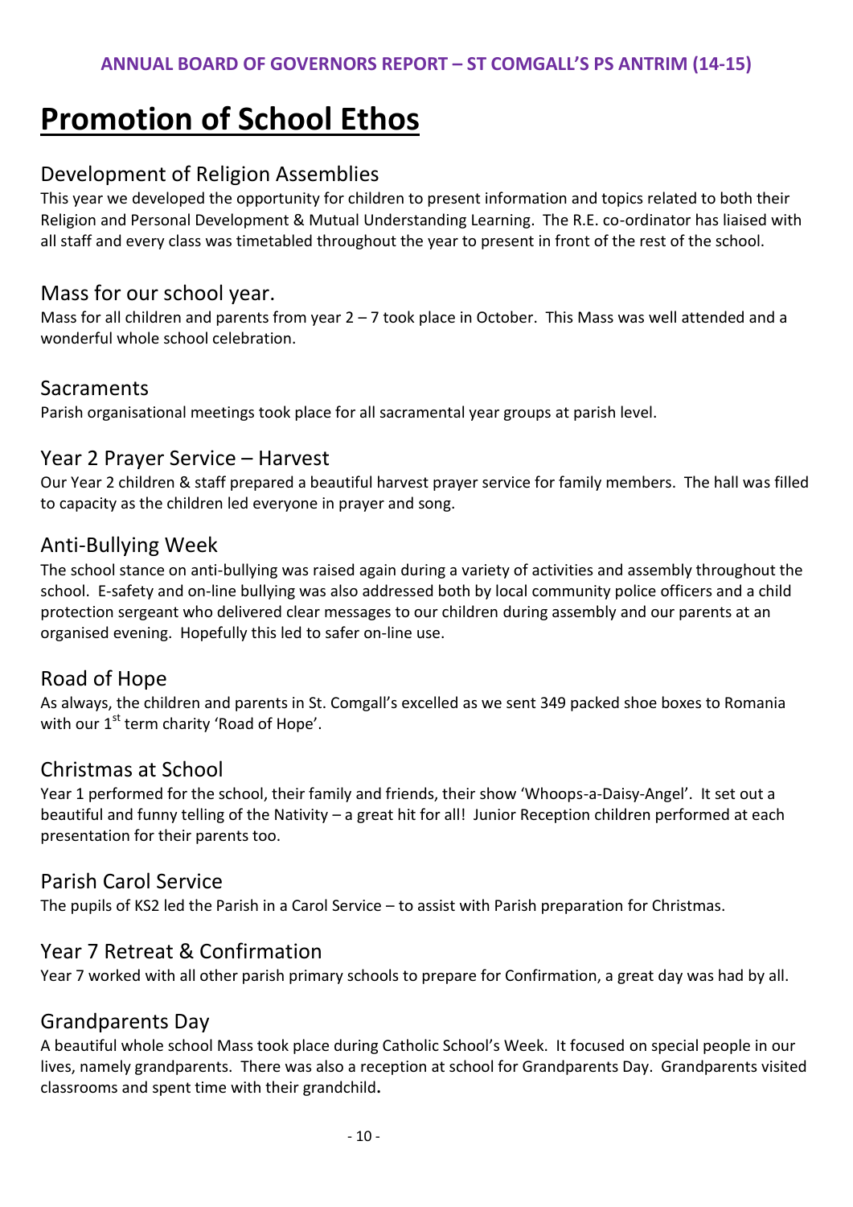# Promotion of School Ethos

## Development of Religion Assemblies

This year we developed the opportunity for children to present information and topics related to both their Religion and Personal Development & Mutual Understanding Learning. The R.E. co-ordinator has liaised with all staff and every class was timetabled throughout the year to present in front of the rest of the school.

## Mass for our school year.

Mass for all children and parents from year 2 – 7 took place in October. This Mass was well attended and a wonderful whole school celebration.

## Sacraments

Parish organisational meetings took place for all sacramental year groups at parish level.

## Year 2 Prayer Service – Harvest

Our Year 2 children & staff prepared a beautiful harvest prayer service for family members. The hall was filled to capacity as the children led everyone in prayer and song.

## Anti-Bullying Week

The school stance on anti-bullying was raised again during a variety of activities and assembly throughout the school. E-safety and on-line bullying was also addressed both by local community police officers and a child protection sergeant who delivered clear messages to our children during assembly and our parents at an organised evening. Hopefully this led to safer on-line use.

## Road of Hope

As always, the children and parents in St. Comgall's excelled as we sent 349 packed shoe boxes to Romania with our 1st term charity 'Road of Hope'.

## Christmas at School

Year 1 performed for the school, their family and friends, their show 'Whoops-a-Daisy-Angel'. It set out a beautiful and funny telling of the Nativity – a great hit for all! Junior Reception children performed at each presentation for their parents too.

## Parish Carol Service

The pupils of KS2 led the Parish in a Carol Service – to assist with Parish preparation for Christmas.

## Year 7 Retreat & Confirmation

Year 7 worked with all other parish primary schools to prepare for Confirmation, a great day was had by all.

## Grandparents Day

A beautiful whole school Mass took place during Catholic School's Week. It focused on special people in our lives, namely grandparents. There was also a reception at school for Grandparents Day. Grandparents visited classrooms and spent time with their grandchild**.**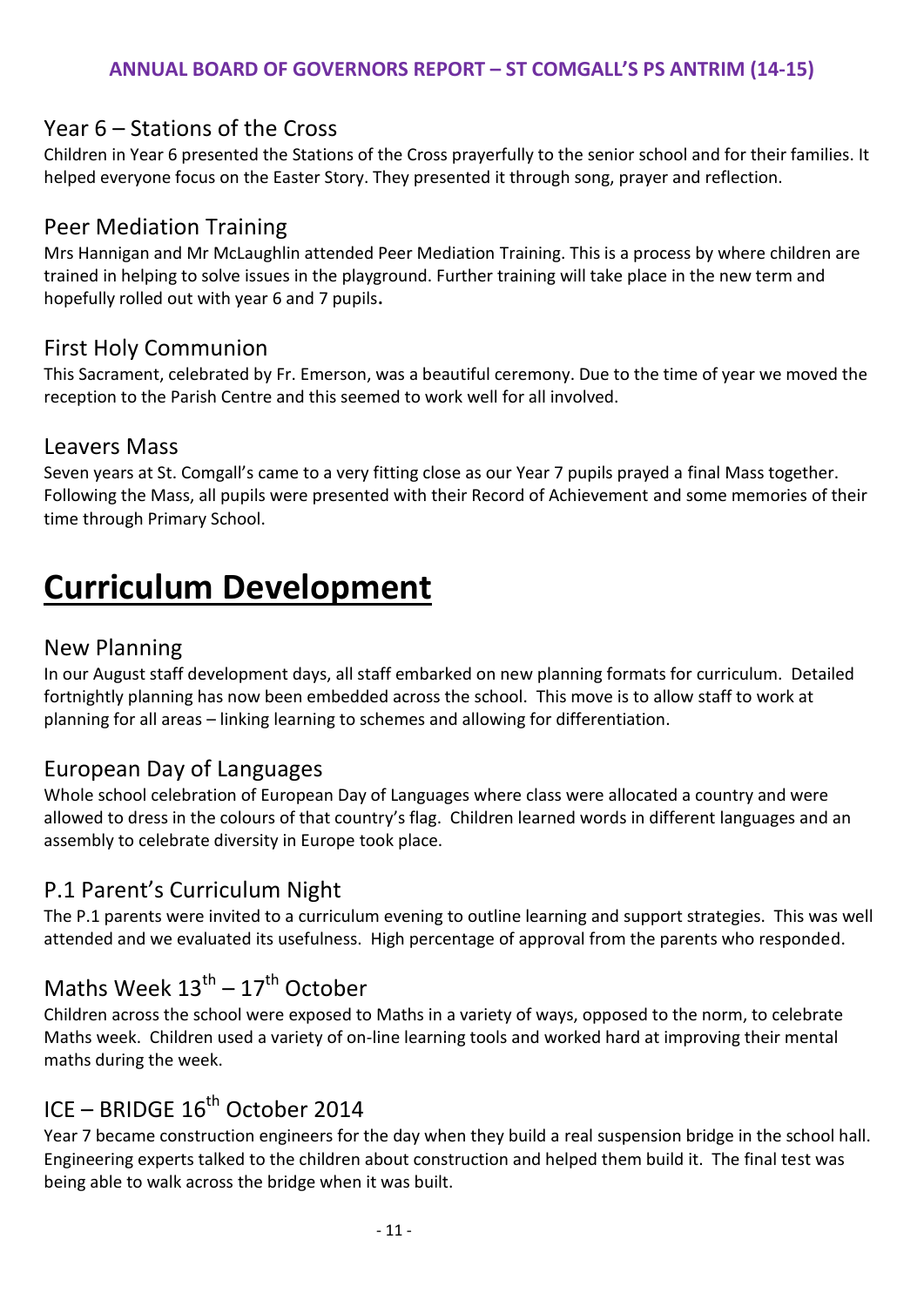### Year 6 – Stations of the Cross

Children in Year 6 presented the Stations of the Cross prayerfully to the senior school and for their families. It helped everyone focus on the Easter Story. They presented it through song, prayer and reflection.

### Peer Mediation Training

Mrs Hannigan and Mr McLaughlin attended Peer Mediation Training. This is a process by where children are trained in helping to solve issues in the playground. Further training will take place in the new term and hopefully rolled out with year 6 and 7 pupils**.**

### First Holy Communion

This Sacrament, celebrated by Fr. Emerson, was a beautiful ceremony. Due to the time of year we moved the reception to the Parish Centre and this seemed to work well for all involved.

### Leavers Mass

Seven years at St. Comgall's came to a very fitting close as our Year 7 pupils prayed a final Mass together. Following the Mass, all pupils were presented with their Record of Achievement and some memories of their time through Primary School.

# Curriculum Development

### New Planning

In our August staff development days, all staff embarked on new planning formats for curriculum. Detailed fortnightly planning has now been embedded across the school. This move is to allow staff to work at planning for all areas – linking learning to schemes and allowing for differentiation.

### European Day of Languages

Whole school celebration of European Day of Languages where class were allocated a country and were allowed to dress in the colours of that country's flag. Children learned words in different languages and an assembly to celebrate diversity in Europe took place.

### P.1 Parent's Curriculum Night

The P.1 parents were invited to a curriculum evening to outline learning and support strategies. This was well attended and we evaluated its usefulness. High percentage of approval from the parents who responded.

### Maths Week 13th – 17th October

Children across the school were exposed to Maths in a variety of ways, opposed to the norm, to celebrate Maths week. Children used a variety of on-line learning tools and worked hard at improving their mental maths during the week.

### ICE – BRIDGE 16th October 2014

Year 7 became construction engineers for the day when they build a real suspension bridge in the school hall. Engineering experts talked to the children about construction and helped them build it. The final test was being able to walk across the bridge when it was built.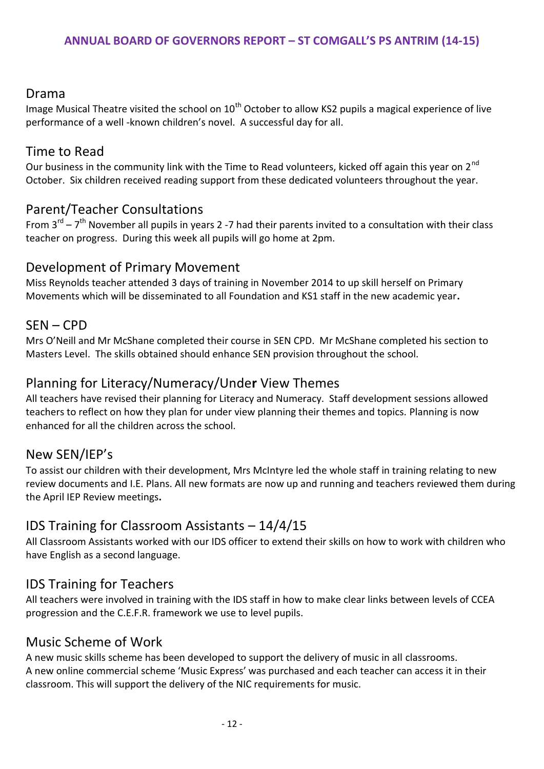## Drama

Image Musical Theatre visited the school on 10th October to allow KS2 pupils a magical experience of live performance of a well -known children's novel. A successful day for all.

## Time to Read

Our business in the community link with the Time to Read volunteers, kicked off again this year on 2nd October. Six children received reading support from these dedicated volunteers throughout the year.

## Parent/Teacher Consultations

From 3rd – 7th November all pupils in years 2 -7 had their parents invited to a consultation with their class teacher on progress. During this week all pupils will go home at 2pm.

## Development of Primary Movement

Miss Reynolds teacher attended 3 days of training in November 2014 to up skill herself on Primary Movements which will be disseminated to all Foundation and KS1 staff in the new academic year**.**

## SEN – CPD

Mrs O'Neill and Mr McShane completed their course in SEN CPD. Mr McShane completed his section to Masters Level. The skills obtained should enhance SEN provision throughout the school.

## Planning for Literacy/Numeracy/Under View Themes

All teachers have revised their planning for Literacy and Numeracy. Staff development sessions allowed teachers to reflect on how they plan for under view planning their themes and topics. Planning is now enhanced for all the children across the school.

## New SEN/IEP's

To assist our children with their development, Mrs McIntyre led the whole staff in training relating to new review documents and I.E. Plans. All new formats are now up and running and teachers reviewed them during the April IEP Review meetings**.**

## IDS Training for Classroom Assistants – 14/4/15

All Classroom Assistants worked with our IDS officer to extend their skills on how to work with children who have English as a second language.

## IDS Training for Teachers

All teachers were involved in training with the IDS staff in how to make clear links between levels of CCEA progression and the C.E.F.R. framework we use to level pupils.

## Music Scheme of Work

A new music skills scheme has been developed to support the delivery of music in all classrooms.
A new online commercial scheme 'Music Express' was purchased and each teacher can access it in their classroom. This will support the delivery of the NIC requirements for music.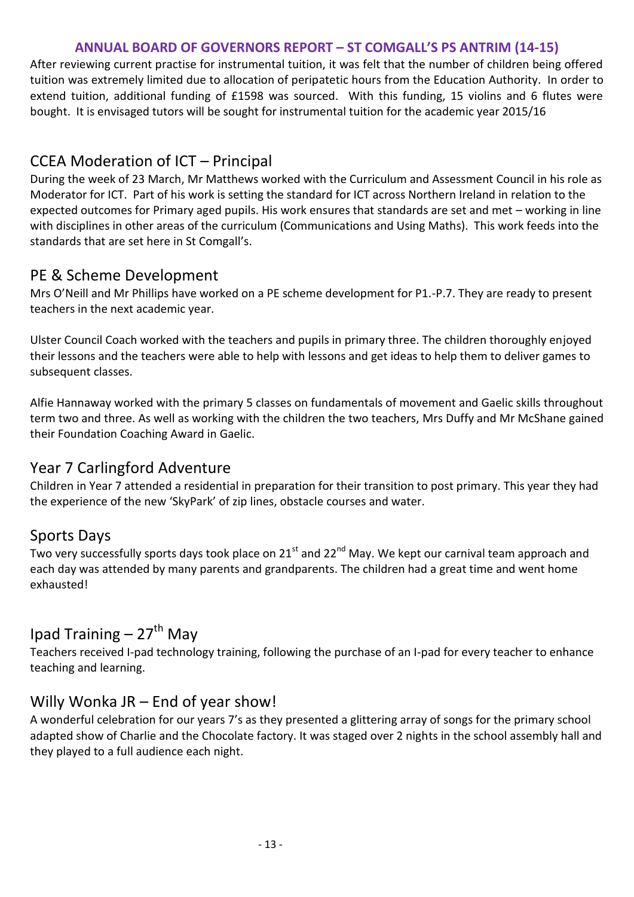## ANNUAL BOARD OF GOVERNORS REPORT – ST COMGALL'S PS ANTRIM (14-15)

After reviewing current practise for instrumental tuition, it was felt that the number of children being offered tuition was extremely limited due to allocation of peripatetic hours from the Education Authority. In order to extend tuition, additional funding of £1598 was sourced. With this funding, 15 violins and 6 flutes were bought. It is envisaged tutors will be sought for instrumental tuition for the academic year 2015/16

## CCEA Moderation of ICT – Principal

During the week of 23 March, Mr Matthews worked with the Curriculum and Assessment Council in his role as Moderator for ICT. Part of his work is setting the standard for ICT across Northern Ireland in relation to the expected outcomes for Primary aged pupils. His work ensures that standards are set and met – working in line with disciplines in other areas of the curriculum (Communications and Using Maths). This work feeds into the standards that are set here in St Comgall's.

## PE & Scheme Development

Mrs O'Neill and Mr Phillips have worked on a PE scheme development for P1.-P.7. They are ready to present teachers in the next academic year.

Ulster Council Coach worked with the teachers and pupils in primary three. The children thoroughly enjoyed their lessons and the teachers were able to help with lessons and get ideas to help them to deliver games to subsequent classes.

Alfie Hannaway worked with the primary 5 classes on fundamentals of movement and Gaelic skills throughout term two and three. As well as working with the children the two teachers, Mrs Duffy and Mr McShane gained their Foundation Coaching Award in Gaelic.

## Year 7 Carlingford Adventure

Children in Year 7 attended a residential in preparation for their transition to post primary. This year they had the experience of the new 'SkyPark' of zip lines, obstacle courses and water.

## Sports Days

Two very successfully sports days took place on 21st and 22nd May. We kept our carnival team approach and each day was attended by many parents and grandparents. The children had a great time and went home exhausted!

## Ipad Training – 27th May

Teachers received I-pad technology training, following the purchase of an I-pad for every teacher to enhance teaching and learning.

## Willy Wonka JR – End of year show!

A wonderful celebration for our years 7's as they presented a glittering array of songs for the primary school adapted show of Charlie and the Chocolate factory. It was staged over 2 nights in the school assembly hall and they played to a full audience each night.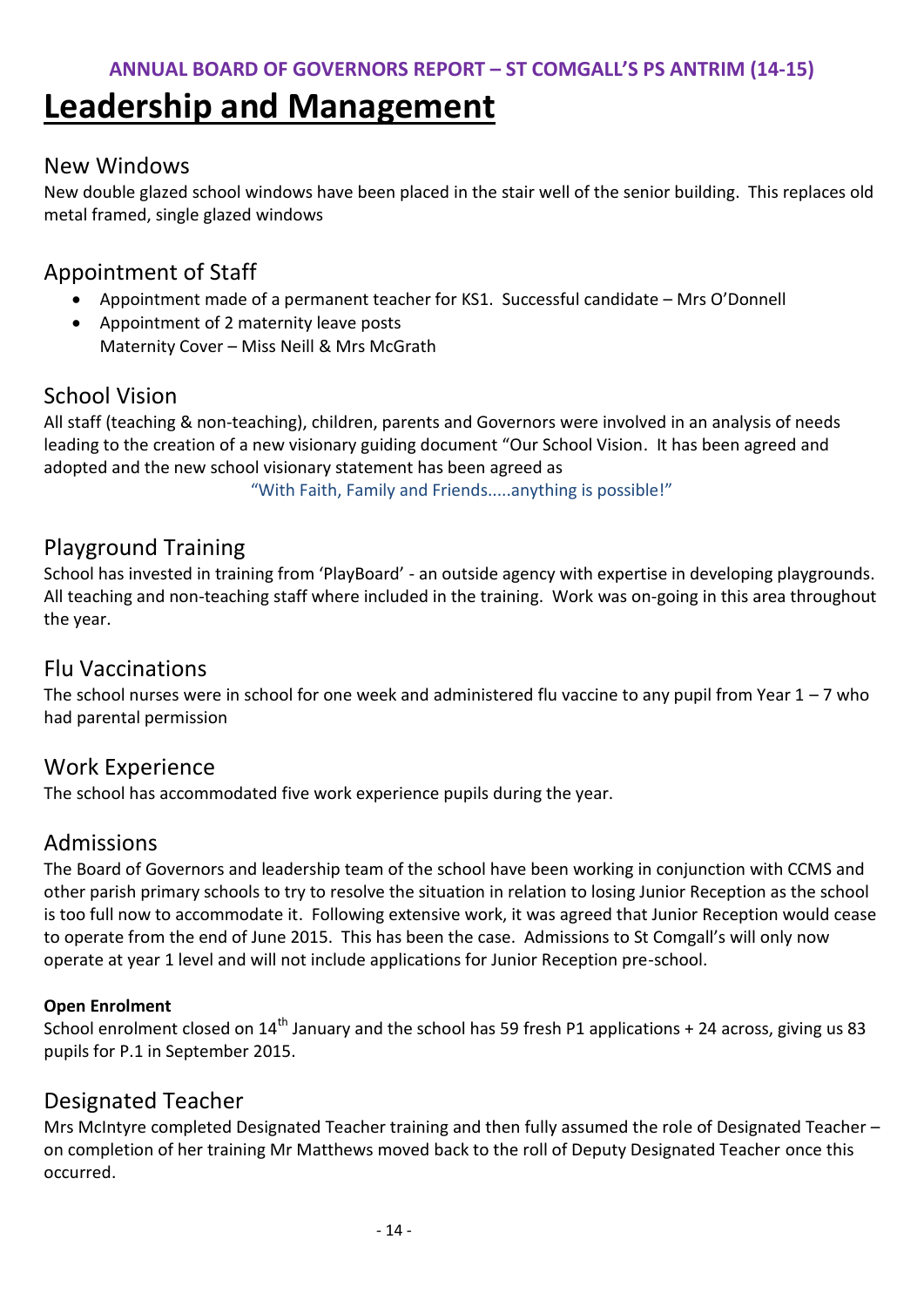# Leadership and Management

## New Windows

New double glazed school windows have been placed in the stair well of the senior building. This replaces old metal framed, single glazed windows

## Appointment of Staff

- Appointment made of a permanent teacher for KS1. Successful candidate – Mrs O'Donnell
- Appointment of 2 maternity leave posts
  Maternity Cover – Miss Neill & Mrs McGrath

## School Vision

All staff (teaching & non-teaching), children, parents and Governors were involved in an analysis of needs leading to the creation of a new visionary guiding document "Our School Vision. It has been agreed and adopted and the new school visionary statement has been agreed as

"With Faith, Family and Friends.....anything is possible!"

## Playground Training

School has invested in training from 'PlayBoard' - an outside agency with expertise in developing playgrounds. All teaching and non-teaching staff where included in the training. Work was on-going in this area throughout the year.

## Flu Vaccinations

The school nurses were in school for one week and administered flu vaccine to any pupil from Year 1 – 7 who had parental permission

## Work Experience

The school has accommodated five work experience pupils during the year.

## Admissions

The Board of Governors and leadership team of the school have been working in conjunction with CCMS and other parish primary schools to try to resolve the situation in relation to losing Junior Reception as the school is too full now to accommodate it. Following extensive work, it was agreed that Junior Reception would cease to operate from the end of June 2015. This has been the case. Admissions to St Comgall's will only now operate at year 1 level and will not include applications for Junior Reception pre-school.

**Open Enrolment**

School enrolment closed on 14th January and the school has 59 fresh P1 applications + 24 across, giving us 83 pupils for P.1 in September 2015.

## Designated Teacher

Mrs McIntyre completed Designated Teacher training and then fully assumed the role of Designated Teacher – on completion of her training Mr Matthews moved back to the roll of Deputy Designated Teacher once this occurred.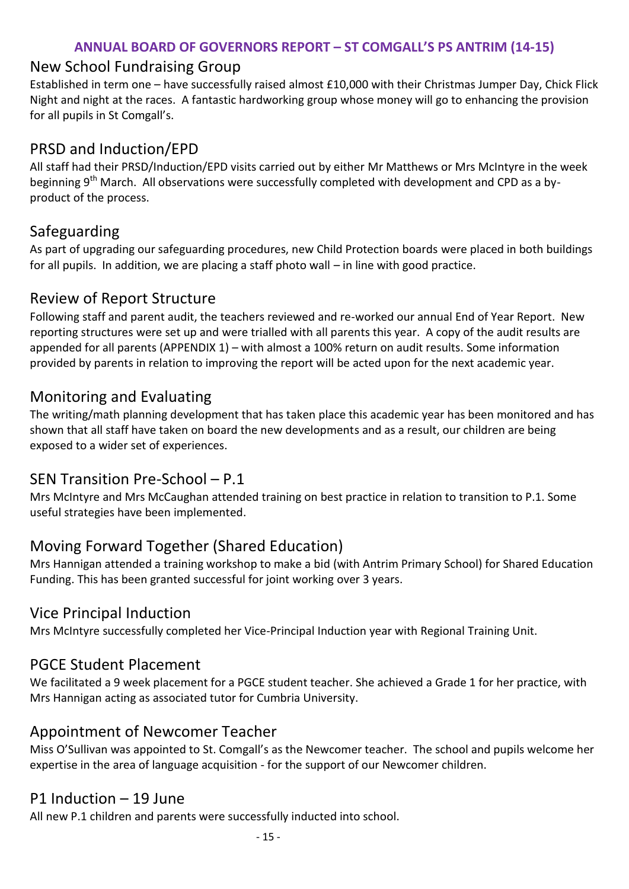**ANNUAL BOARD OF GOVERNORS REPORT – ST COMGALL'S PS ANTRIM (14-15)**

## New School Fundraising Group

Established in term one – have successfully raised almost £10,000 with their Christmas Jumper Day, Chick Flick Night and night at the races. A fantastic hardworking group whose money will go to enhancing the provision for all pupils in St Comgall's.

## PRSD and Induction/EPD

All staff had their PRSD/Induction/EPD visits carried out by either Mr Matthews or Mrs McIntyre in the week beginning 9th March. All observations were successfully completed with development and CPD as a by-product of the process.

## Safeguarding

As part of upgrading our safeguarding procedures, new Child Protection boards were placed in both buildings for all pupils. In addition, we are placing a staff photo wall – in line with good practice.

## Review of Report Structure

Following staff and parent audit, the teachers reviewed and re-worked our annual End of Year Report. New reporting structures were set up and were trialled with all parents this year. A copy of the audit results are appended for all parents (APPENDIX 1) – with almost a 100% return on audit results. Some information provided by parents in relation to improving the report will be acted upon for the next academic year.

## Monitoring and Evaluating

The writing/math planning development that has taken place this academic year has been monitored and has shown that all staff have taken on board the new developments and as a result, our children are being exposed to a wider set of experiences.

## SEN Transition Pre-School – P.1

Mrs McIntyre and Mrs McCaughan attended training on best practice in relation to transition to P.1. Some useful strategies have been implemented.

## Moving Forward Together (Shared Education)

Mrs Hannigan attended a training workshop to make a bid (with Antrim Primary School) for Shared Education Funding. This has been granted successful for joint working over 3 years.

## Vice Principal Induction

Mrs McIntyre successfully completed her Vice-Principal Induction year with Regional Training Unit.

## PGCE Student Placement

We facilitated a 9 week placement for a PGCE student teacher. She achieved a Grade 1 for her practice, with Mrs Hannigan acting as associated tutor for Cumbria University.

## Appointment of Newcomer Teacher

Miss O'Sullivan was appointed to St. Comgall's as the Newcomer teacher. The school and pupils welcome her expertise in the area of language acquisition - for the support of our Newcomer children.

## P1 Induction – 19 June

All new P.1 children and parents were successfully inducted into school.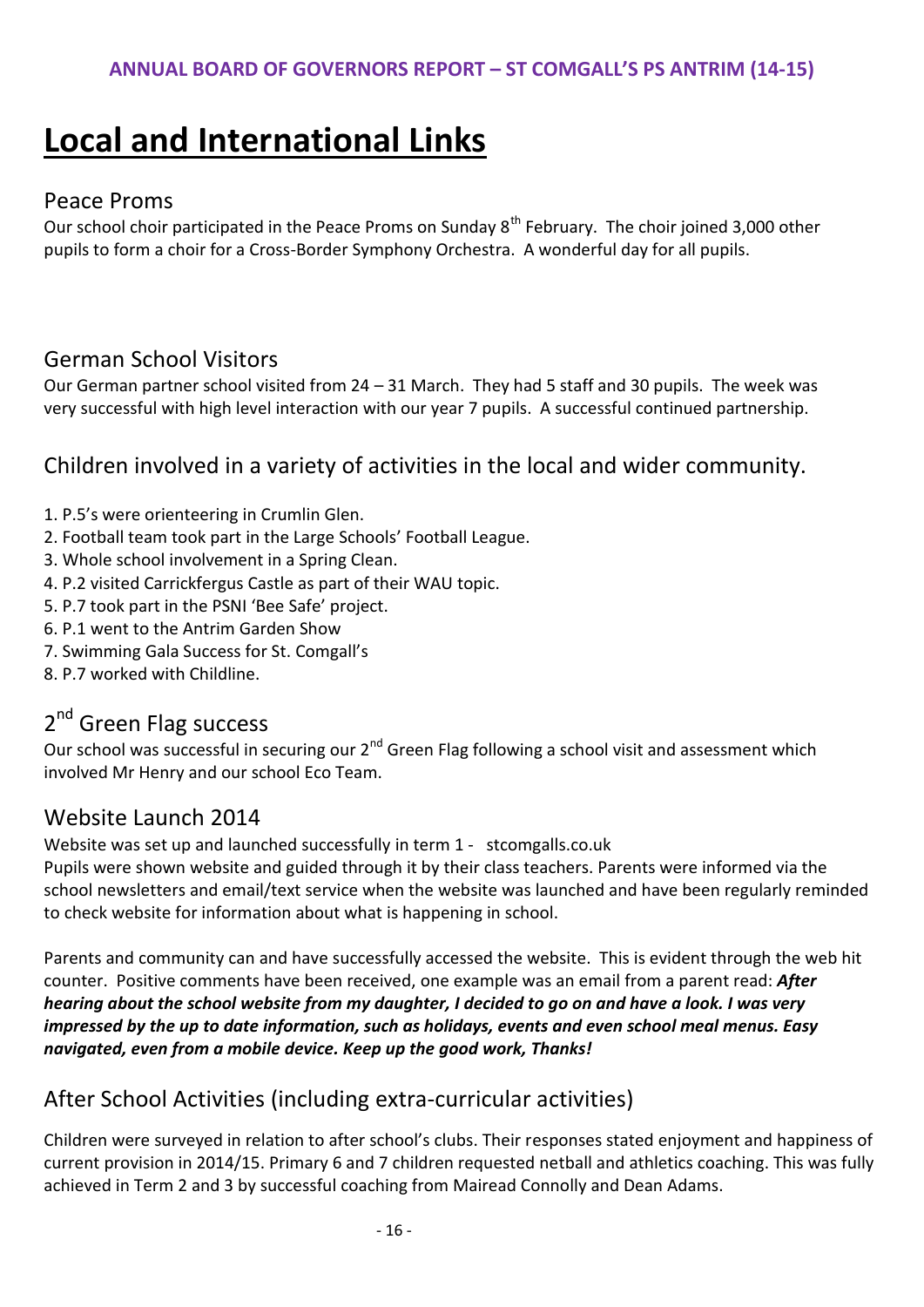# Local and International Links

## Peace Proms

Our school choir participated in the Peace Proms on Sunday 8th February. The choir joined 3,000 other pupils to form a choir for a Cross-Border Symphony Orchestra. A wonderful day for all pupils.

## German School Visitors

Our German partner school visited from 24 – 31 March. They had 5 staff and 30 pupils. The week was very successful with high level interaction with our year 7 pupils. A successful continued partnership.

## Children involved in a variety of activities in the local and wider community.

1. P.5's were orienteering in Crumlin Glen.
2. Football team took part in the Large Schools' Football League.
3. Whole school involvement in a Spring Clean.
4. P.2 visited Carrickfergus Castle as part of their WAU topic.
5. P.7 took part in the PSNI 'Bee Safe' project.
6. P.1 went to the Antrim Garden Show
7. Swimming Gala Success for St. Comgall's
8. P.7 worked with Childline.

## 2nd Green Flag success

Our school was successful in securing our 2nd Green Flag following a school visit and assessment which involved Mr Henry and our school Eco Team.

## Website Launch 2014

Website was set up and launched successfully in term 1 - stcomgalls.co.uk
Pupils were shown website and guided through it by their class teachers. Parents were informed via the school newsletters and email/text service when the website was launched and have been regularly reminded to check website for information about what is happening in school.

Parents and community can and have successfully accessed the website. This is evident through the web hit counter. Positive comments have been received, one example was an email from a parent read: ***After hearing about the school website from my daughter, I decided to go on and have a look. I was very impressed by the up to date information, such as holidays, events and even school meal menus. Easy navigated, even from a mobile device. Keep up the good work, Thanks!***

## After School Activities (including extra-curricular activities)

Children were surveyed in relation to after school's clubs. Their responses stated enjoyment and happiness of current provision in 2014/15. Primary 6 and 7 children requested netball and athletics coaching. This was fully achieved in Term 2 and 3 by successful coaching from Mairead Connolly and Dean Adams.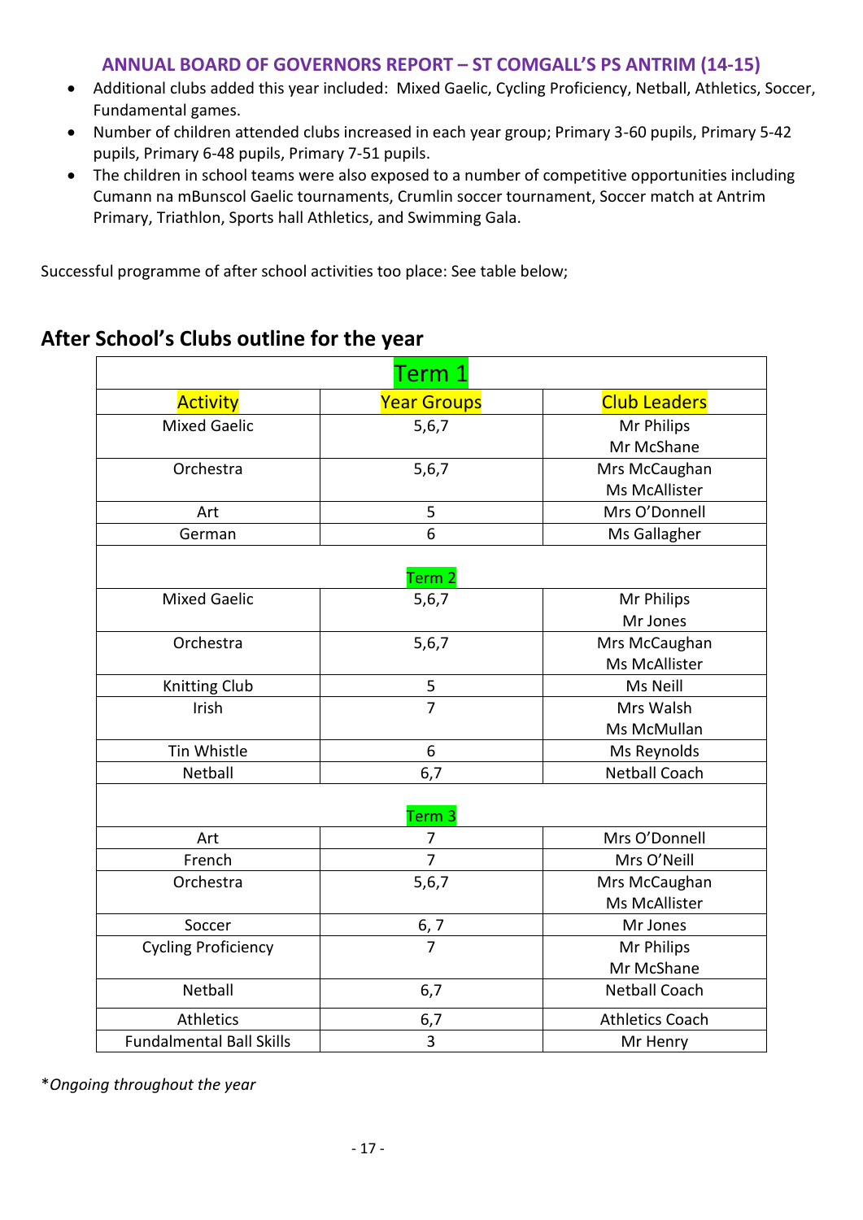- Additional clubs added this year included: Mixed Gaelic, Cycling Proficiency, Netball, Athletics, Soccer, Fundamental games.
- Number of children attended clubs increased in each year group; Primary 3-60 pupils, Primary 5-42 pupils, Primary 6-48 pupils, Primary 7-51 pupils.
- The children in school teams were also exposed to a number of competitive opportunities including Cumann na mBunscol Gaelic tournaments, Crumlin soccer tournament, Soccer match at Antrim Primary, Triathlon, Sports hall Athletics, and Swimming Gala.

Successful programme of after school activities too place: See table below;

## After School's Clubs outline for the year

| Term 1 | | |
|---|---|---|
| **Activity** | **Year Groups** | **Club Leaders** |
| Mixed Gaelic | 5,6,7 | Mr Philips<br>Mr McShane |
| Orchestra | 5,6,7 | Mrs McCaughan<br>Ms McAllister |
| Art | 5 | Mrs O'Donnell |
| German | 6 | Ms Gallagher |
| **Term 2** | | |
| Mixed Gaelic | 5,6,7 | Mr Philips<br>Mr Jones |
| Orchestra | 5,6,7 | Mrs McCaughan<br>Ms McAllister |
| Knitting Club | 5 | Ms Neill |
| Irish | 7 | Mrs Walsh<br>Ms McMullan |
| Tin Whistle | 6 | Ms Reynolds |
| Netball | 6,7 | Netball Coach |
| **Term 3** | | |
| Art | 7 | Mrs O'Donnell |
| French | 7 | Mrs O'Neill |
| Orchestra | 5,6,7 | Mrs McCaughan<br>Ms McAllister |
| Soccer | 6, 7 | Mr Jones |
| Cycling Proficiency | 7 | Mr Philips<br>Mr McShane |
| Netball | 6,7 | Netball Coach |
| Athletics | 6,7 | Athletics Coach |
| Fundalmental Ball Skills | 3 | Mr Henry |

**Ongoing throughout the year*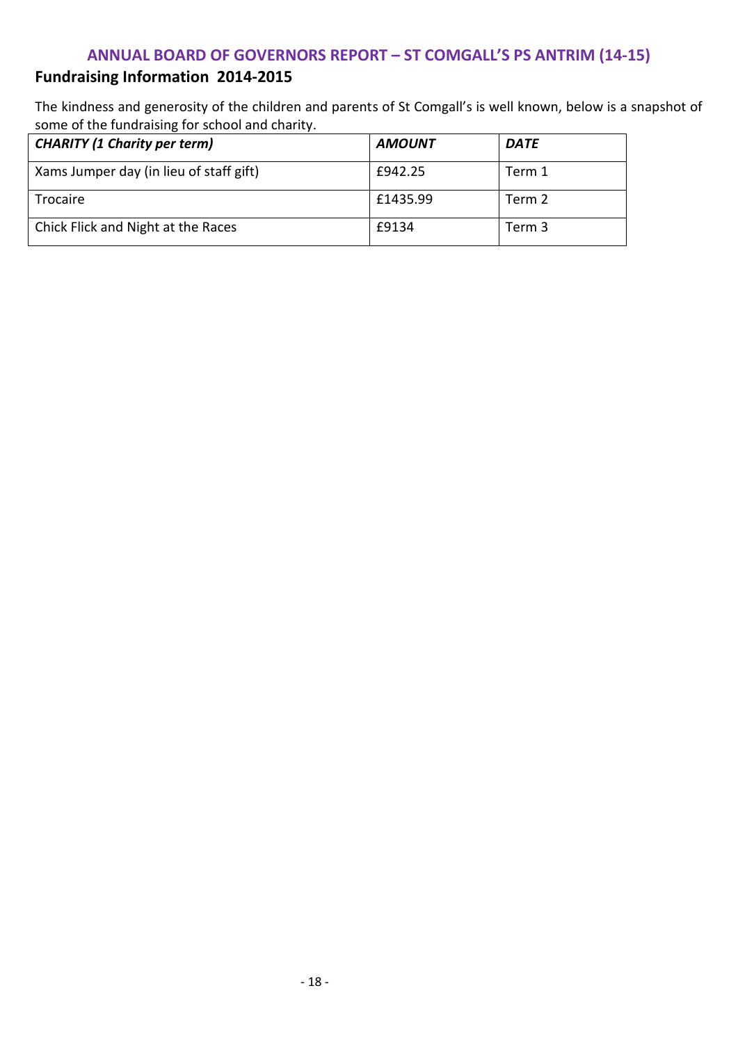# ANNUAL BOARD OF GOVERNORS REPORT – ST COMGALL'S PS ANTRIM (14-15)

## Fundraising Information 2014-2015

The kindness and generosity of the children and parents of St Comgall's is well known, below is a snapshot of some of the fundraising for school and charity.

| ***CHARITY (1 Charity per term)*** | ***AMOUNT*** | ***DATE*** |
|---|---|---|
| Xams Jumper day (in lieu of staff gift) | £942.25 | Term 1 |
| Trocaire | £1435.99 | Term 2 |
| Chick Flick and Night at the Races | £9134 | Term 3 |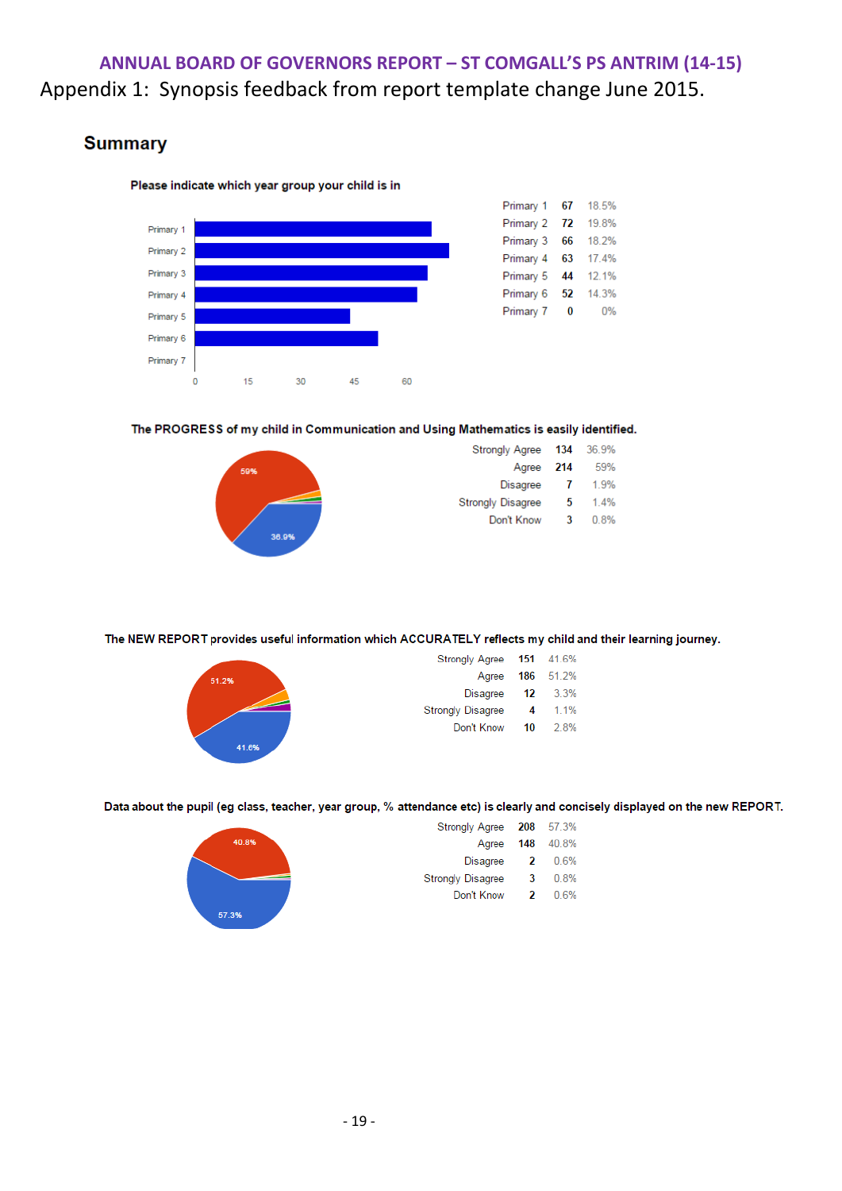# ANNUAL BOARD OF GOVERNORS REPORT – ST COMGALL'S PS ANTRIM (14-15)

Appendix 1: Synopsis feedback from report template change June 2015.

## Summary

**Please indicate which year group your child is in**

| | | |
|---|---|---|
| Primary 1 | 67 | 18.5% |
| Primary 2 | 72 | 19.8% |
| Primary 3 | 66 | 18.2% |
| Primary 4 | 63 | 17.4% |
| Primary 5 | 44 | 12.1% |
| Primary 6 | 52 | 14.3% |
| Primary 7 | 0 | 0% |

**The PROGRESS of my child in Communication and Using Mathematics is easily identified.**

| | | |
|---|---|---|
| Strongly Agree | 134 | 36.9% |
| Agree | 214 | 59% |
| Disagree | 7 | 1.9% |
| Strongly Disagree | 5 | 1.4% |
| Don't Know | 3 | 0.8% |

**The NEW REPORT provides useful information which ACCURATELY reflects my child and their learning journey.**

| | | |
|---|---|---|
| Strongly Agree | 151 | 41.6% |
| Agree | 186 | 51.2% |
| Disagree | 12 | 3.3% |
| Strongly Disagree | 4 | 1.1% |
| Don't Know | 10 | 2.8% |

**Data about the pupil (eg class, teacher, year group, % attendance etc) is clearly and concisely displayed on the new REPORT.**

| | | |
|---|---|---|
| Strongly Agree | 208 | 57.3% |
| Agree | 148 | 40.8% |
| Disagree | 2 | 0.6% |
| Strongly Disagree | 3 | 0.8% |
| Don't Know | 2 | 0.6% |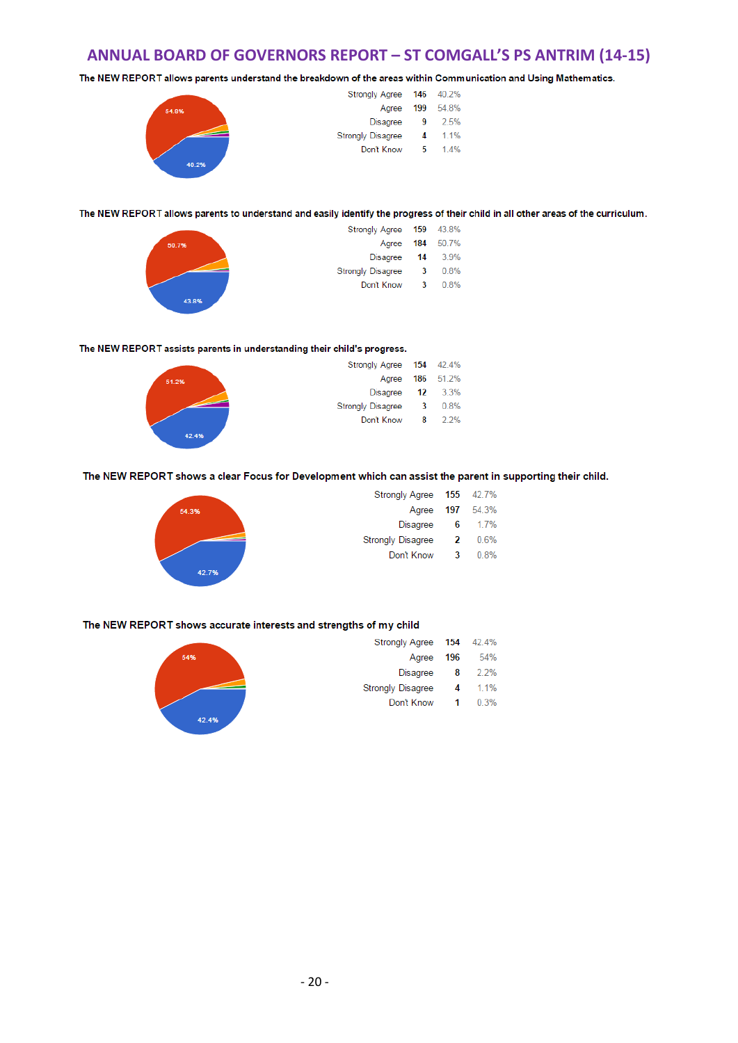The NEW REPORT allows parents understand the breakdown of the areas within Communication and Using Mathematics.

54.8%
40.2%

Strongly Agree 146 40.2%
Agree 199 54.8%
Disagree 9 2.5%
Strongly Disagree 4 1.1%
Don't Know 5 1.4%

The NEW REPORT allows parents to understand and easily identify the progress of their child in all other areas of the curriculum.

50.7%
43.8%

Strongly Agree 159 43.8%
Agree 184 50.7%
Disagree 14 3.9%
Strongly Disagree 3 0.8%
Don't Know 3 0.8%

The NEW REPORT assists parents in understanding their child's progress.

51.2%
42.4%

Strongly Agree 154 42.4%
Agree 186 51.2%
Disagree 12 3.3%
Strongly Disagree 3 0.8%
Don't Know 8 2.2%

The NEW REPORT shows a clear Focus for Development which can assist the parent in supporting their child.

54.3%
42.7%

Strongly Agree 155 42.7%
Agree 197 54.3%
Disagree 6 1.7%
Strongly Disagree 2 0.6%
Don't Know 3 0.8%

The NEW REPORT shows accurate interests and strengths of my child

54%
42.4%

Strongly Agree 154 42.4%
Agree 196 54%
Disagree 8 2.2%
Strongly Disagree 4 1.1%
Don't Know 1 0.3%